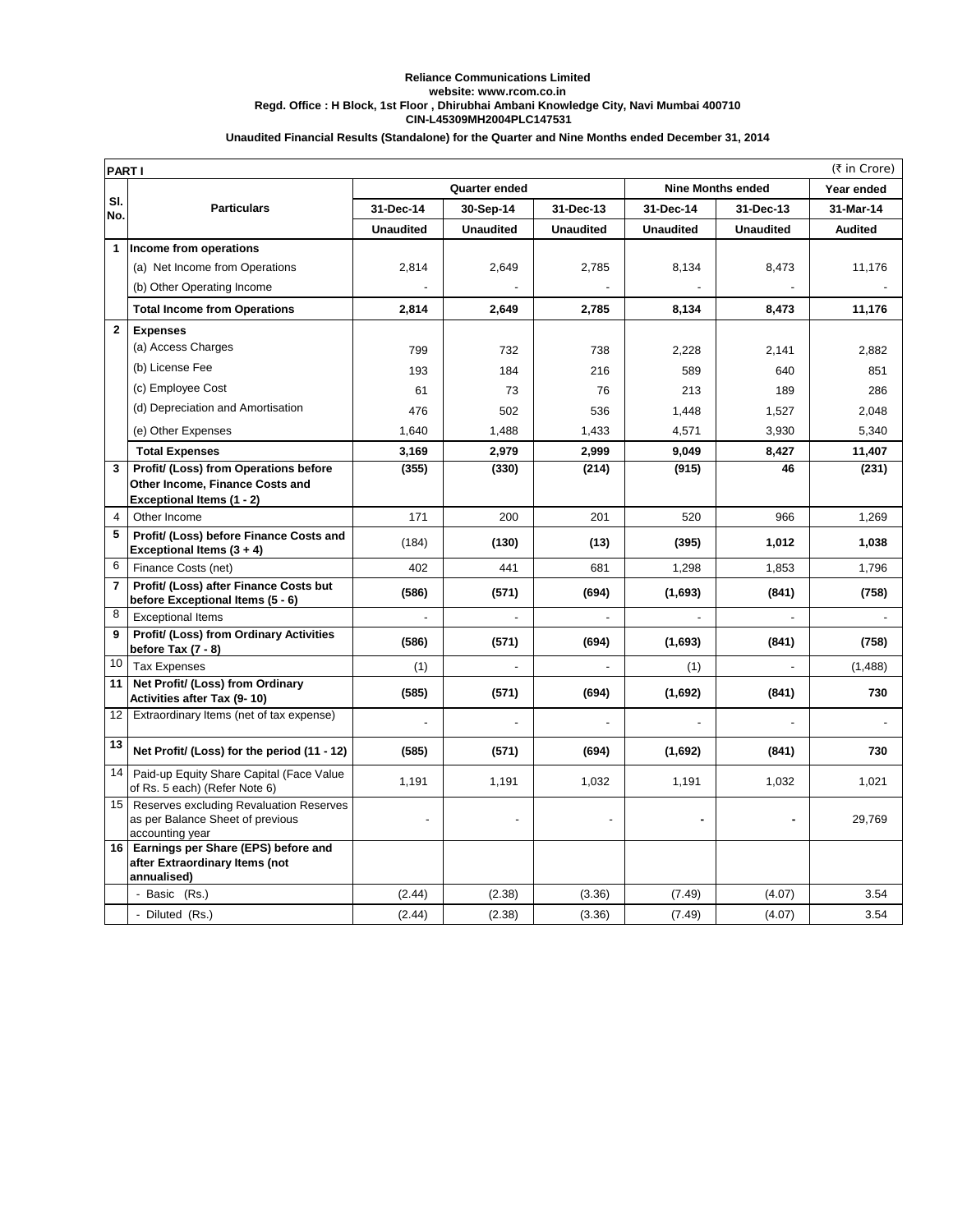**Reliance Communications Limited**
**website: www.rcom.co.in**
**Regd. Office : H Block, 1st Floor , Dhirubhai Ambani Knowledge City, Navi Mumbai 400710**
**CIN-L45309MH2004PLC147531**

**Unaudited Financial Results (Standalone) for the Quarter and Nine Months ended December 31, 2014**

| **PART I** | | | | | | | (₹ in Crore) |
|---|---|---|---|---|---|---|---|
| **Sl. No.** | **Particulars** | **Quarter ended** | | | **Nine Months ended** | | **Year ended** |
| | | **31-Dec-14** | **30-Sep-14** | **31-Dec-13** | **31-Dec-14** | **31-Dec-13** | **31-Mar-14** |
| | | **Unaudited** | **Unaudited** | **Unaudited** | **Unaudited** | **Unaudited** | **Audited** |
| **1** | **Income from operations** | | | | | | |
| | (a) Net Income from Operations | 2,814 | 2,649 | 2,785 | 8,134 | 8,473 | 11,176 |
| | (b) Other Operating Income | - | - | - | - | - | - |
| | **Total Income from Operations** | **2,814** | **2,649** | **2,785** | **8,134** | **8,473** | **11,176** |
| **2** | **Expenses** | | | | | | |
| | (a) Access Charges | 799 | 732 | 738 | 2,228 | 2,141 | 2,882 |
| | (b) License Fee | 193 | 184 | 216 | 589 | 640 | 851 |
| | (c) Employee Cost | 61 | 73 | 76 | 213 | 189 | 286 |
| | (d) Depreciation and Amortisation | 476 | 502 | 536 | 1,448 | 1,527 | 2,048 |
| | (e) Other Expenses | 1,640 | 1,488 | 1,433 | 4,571 | 3,930 | 5,340 |
| | **Total Expenses** | **3,169** | **2,979** | **2,999** | **9,049** | **8,427** | **11,407** |
| **3** | **Profit/ (Loss) from Operations before Other Income, Finance Costs and Exceptional Items (1 - 2)** | **(355)** | **(330)** | **(214)** | **(915)** | **46** | **(231)** |
| 4 | Other Income | 171 | 200 | 201 | 520 | 966 | 1,269 |
| **5** | **Profit/ (Loss) before Finance Costs and Exceptional Items (3 + 4)** | (184) | **(130)** | **(13)** | **(395)** | **1,012** | **1,038** |
| 6 | Finance Costs (net) | 402 | 441 | 681 | 1,298 | 1,853 | 1,796 |
| **7** | **Profit/ (Loss) after Finance Costs but before Exceptional Items (5 - 6)** | **(586)** | **(571)** | **(694)** | **(1,693)** | **(841)** | **(758)** |
| 8 | Exceptional Items | - | - | - | - | - | - |
| **9** | **Profit/ (Loss) from Ordinary Activities before Tax (7 - 8)** | **(586)** | **(571)** | **(694)** | **(1,693)** | **(841)** | **(758)** |
| 10 | Tax Expenses | (1) | - | - | (1) | - | (1,488) |
| **11** | **Net Profit/ (Loss) from Ordinary Activities after Tax (9- 10)** | **(585)** | **(571)** | **(694)** | **(1,692)** | **(841)** | **730** |
| 12 | Extraordinary Items (net of tax expense) | - | - | - | - | - | - |
| **13** | **Net Profit/ (Loss) for the period (11 - 12)** | **(585)** | **(571)** | **(694)** | **(1,692)** | **(841)** | **730** |
| 14 | Paid-up Equity Share Capital (Face Value of Rs. 5 each) (Refer Note 6) | 1,191 | 1,191 | 1,032 | 1,191 | 1,032 | 1,021 |
| 15 | Reserves excluding Revaluation Reserves as per Balance Sheet of previous accounting year | - | - | - | **-** | **-** | 29,769 |
| **16** | **Earnings per Share (EPS) before and after Extraordinary Items (not annualised)** | | | | | | |
| | - Basic (Rs.) | (2.44) | (2.38) | (3.36) | (7.49) | (4.07) | 3.54 |
| | - Diluted (Rs.) | (2.44) | (2.38) | (3.36) | (7.49) | (4.07) | 3.54 |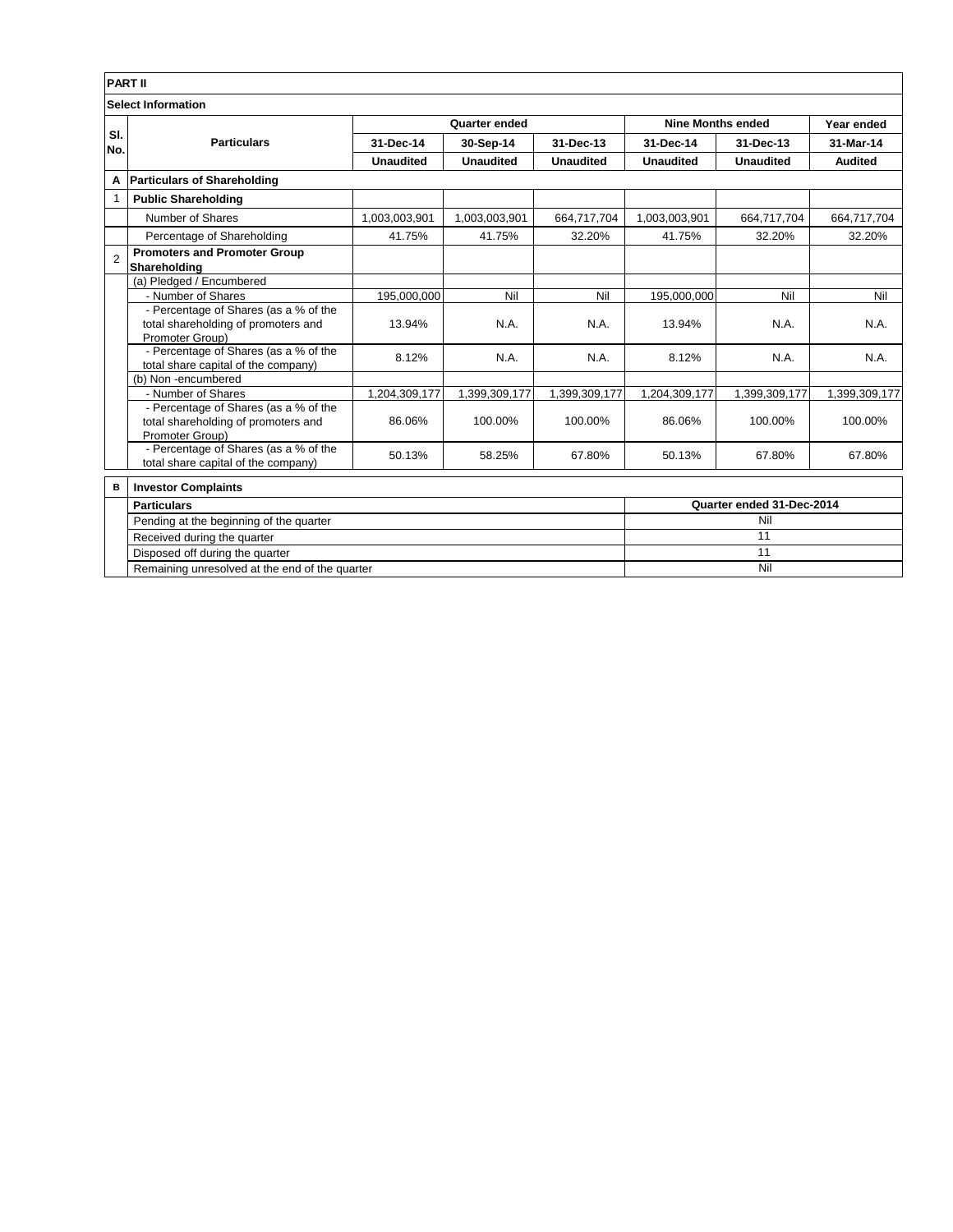**PART II**

**Select Information**

| Sl. No. | Particulars | Quarter ended | | | Nine Months ended | | Year ended |
|---|---|---|---|---|---|---|---|
| | | 31-Dec-14 | 30-Sep-14 | 31-Dec-13 | 31-Dec-14 | 31-Dec-13 | 31-Mar-14 |
| | | Unaudited | Unaudited | Unaudited | Unaudited | Unaudited | Audited |
| **A** | **Particulars of Shareholding** | | | | | | |
| 1 | **Public Shareholding** | | | | | | |
| | Number of Shares | 1,003,003,901 | 1,003,003,901 | 664,717,704 | 1,003,003,901 | 664,717,704 | 664,717,704 |
| | Percentage of Shareholding | 41.75% | 41.75% | 32.20% | 41.75% | 32.20% | 32.20% |
| 2 | **Promoters and Promoter Group Shareholding** | | | | | | |
| | (a) Pledged / Encumbered | | | | | | |
| | - Number of Shares | 195,000,000 | Nil | Nil | 195,000,000 | Nil | Nil |
| | - Percentage of Shares (as a % of the total shareholding of promoters and Promoter Group) | 13.94% | N.A. | N.A. | 13.94% | N.A. | N.A. |
| | - Percentage of Shares (as a % of the total share capital of the company) | 8.12% | N.A. | N.A. | 8.12% | N.A. | N.A. |
| | (b) Non -encumbered | | | | | | |
| | - Number of Shares | 1,204,309,177 | 1,399,309,177 | 1,399,309,177 | 1,204,309,177 | 1,399,309,177 | 1,399,309,177 |
| | - Percentage of Shares (as a % of the total shareholding of promoters and Promoter Group) | 86.06% | 100.00% | 100.00% | 86.06% | 100.00% | 100.00% |
| | - Percentage of Shares (as a % of the total share capital of the company) | 50.13% | 58.25% | 67.80% | 50.13% | 67.80% | 67.80% |

| B | Investor Complaints | |
|---|---|---|
| | **Particulars** | **Quarter ended 31-Dec-2014** |
| | Pending at the beginning of the quarter | Nil |
| | Received during the quarter | 11 |
| | Disposed off during the quarter | 11 |
| | Remaining unresolved at the end of the quarter | Nil |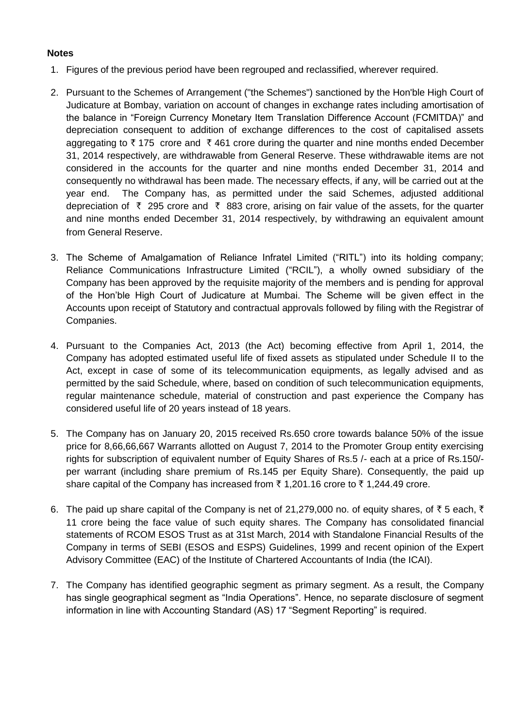**Notes**

1. Figures of the previous period have been regrouped and reclassified, wherever required.

2. Pursuant to the Schemes of Arrangement ("the Schemes") sanctioned by the Hon'ble High Court of Judicature at Bombay, variation on account of changes in exchange rates including amortisation of the balance in "Foreign Currency Monetary Item Translation Difference Account (FCMITDA)" and depreciation consequent to addition of exchange differences to the cost of capitalised assets aggregating to ₹ 175 crore and ₹ 461 crore during the quarter and nine months ended December 31, 2014 respectively, are withdrawable from General Reserve. These withdrawable items are not considered in the accounts for the quarter and nine months ended December 31, 2014 and consequently no withdrawal has been made. The necessary effects, if any, will be carried out at the year end. The Company has, as permitted under the said Schemes, adjusted additional depreciation of ₹ 295 crore and ₹ 883 crore, arising on fair value of the assets, for the quarter and nine months ended December 31, 2014 respectively, by withdrawing an equivalent amount from General Reserve.

3. The Scheme of Amalgamation of Reliance Infratel Limited ("RITL") into its holding company; Reliance Communications Infrastructure Limited ("RCIL"), a wholly owned subsidiary of the Company has been approved by the requisite majority of the members and is pending for approval of the Hon'ble High Court of Judicature at Mumbai. The Scheme will be given effect in the Accounts upon receipt of Statutory and contractual approvals followed by filing with the Registrar of Companies.

4. Pursuant to the Companies Act, 2013 (the Act) becoming effective from April 1, 2014, the Company has adopted estimated useful life of fixed assets as stipulated under Schedule II to the Act, except in case of some of its telecommunication equipments, as legally advised and as permitted by the said Schedule, where, based on condition of such telecommunication equipments, regular maintenance schedule, material of construction and past experience the Company has considered useful life of 20 years instead of 18 years.

5. The Company has on January 20, 2015 received Rs.650 crore towards balance 50% of the issue price for 8,66,66,667 Warrants allotted on August 7, 2014 to the Promoter Group entity exercising rights for subscription of equivalent number of Equity Shares of Rs.5 /- each at a price of Rs.150/- per warrant (including share premium of Rs.145 per Equity Share). Consequently, the paid up share capital of the Company has increased from ₹ 1,201.16 crore to ₹ 1,244.49 crore.

6. The paid up share capital of the Company is net of 21,279,000 no. of equity shares, of ₹ 5 each, ₹ 11 crore being the face value of such equity shares. The Company has consolidated financial statements of RCOM ESOS Trust as at 31st March, 2014 with Standalone Financial Results of the Company in terms of SEBI (ESOS and ESPS) Guidelines, 1999 and recent opinion of the Expert Advisory Committee (EAC) of the Institute of Chartered Accountants of India (the ICAI).

7. The Company has identified geographic segment as primary segment. As a result, the Company has single geographical segment as "India Operations". Hence, no separate disclosure of segment information in line with Accounting Standard (AS) 17 "Segment Reporting" is required.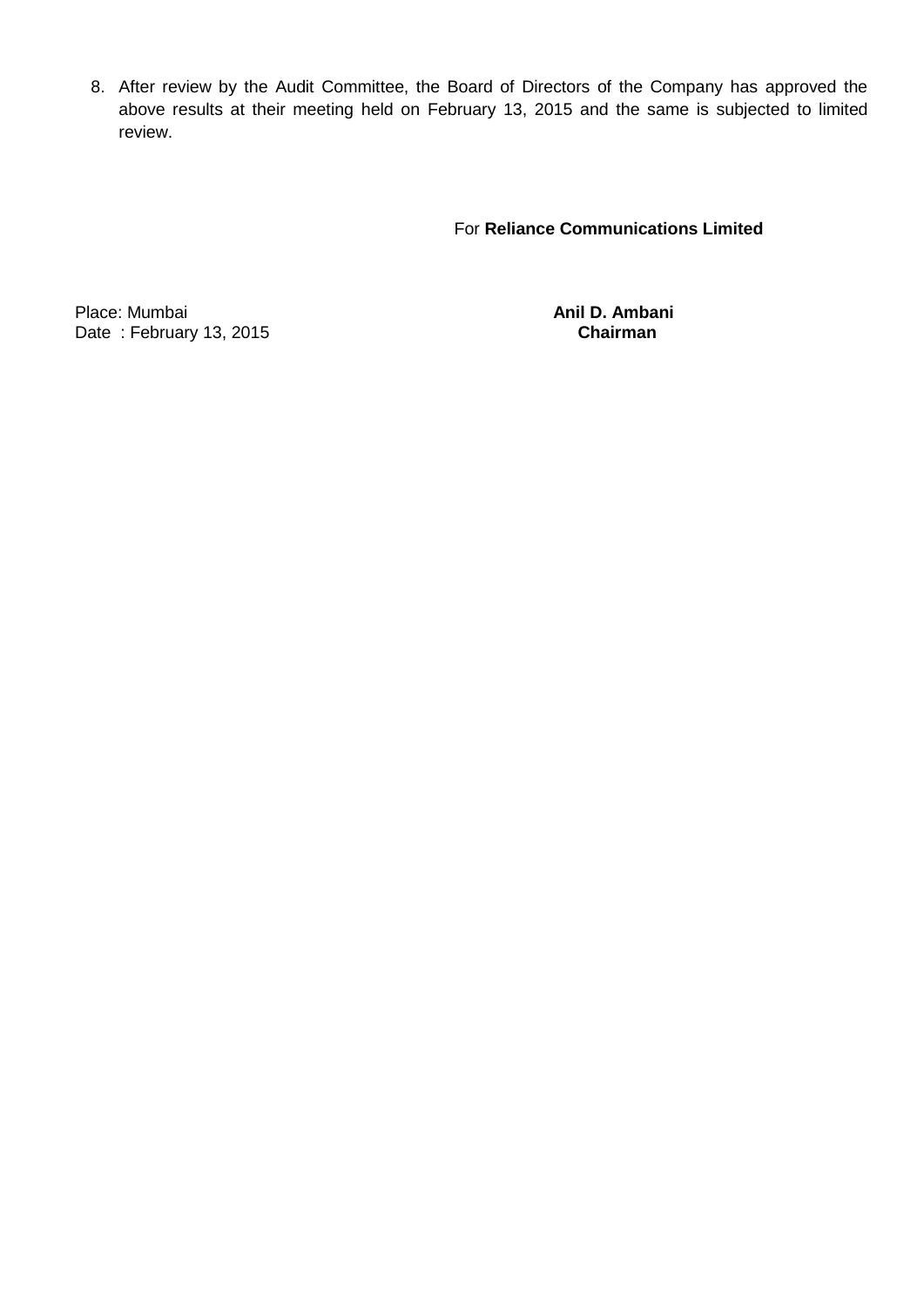8. After review by the Audit Committee, the Board of Directors of the Company has approved the above results at their meeting held on February 13, 2015 and the same is subjected to limited review.

For **Reliance Communications Limited**

Place: Mumbai
Date : February 13, 2015

**Anil D. Ambani**
**Chairman**